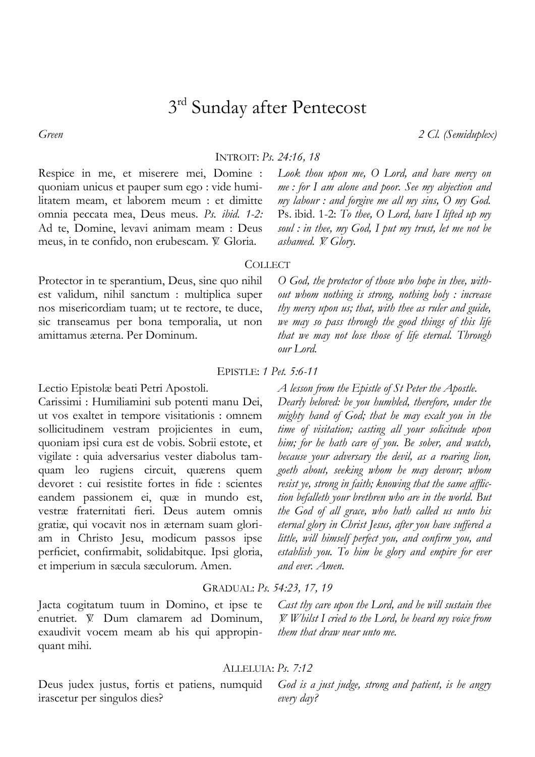# 3rd Sunday after Pentecost

*Green* *2 Cl. (Semiduplex)*

## INTROIT: *Ps. 24:16, 18*

Respice in me, et miserere mei, Domine : quoniam unicus et pauper sum ego : vide humilitatem meam, et laborem meum : et dimitte omnia peccata mea, Deus meus. *Ps. ibid. 1-2:* Ad te, Domine, levavi animam meam : Deus meus, in te confido, non erubescam. ℣. Gloria.

*Look thou upon me, O Lord, and have mercy on me : for I am alone and poor. See my abjection and my labour : and forgive me all my sins, O my God.* Ps. ibid. 1-2: *To thee, O Lord, have I lifted up my soul : in thee, my God, I put my trust, let me not be ashamed. ℣. Glory.*

## COLLECT

Protector in te sperantium, Deus, sine quo nihil est validum, nihil sanctum : multiplica super nos misericordiam tuam; ut te rectore, te duce, sic transeamus per bona temporalia, ut non amittamus æterna. Per Dominum.

*O God, the protector of those who hope in thee, without whom nothing is strong, nothing holy : increase thy mercy upon us; that, with thee as ruler and guide, we may so pass through the good things of this life that we may not lose those of life eternal. Through our Lord.*

## EPISTLE: *1 Pet. 5:6-11*

Lectio Epistolæ beati Petri Apostoli.
Carissimi : Humiliamini sub potenti manu Dei, ut vos exaltet in tempore visitationis : omnem sollicitudinem vestram projicientes in eum, quoniam ipsi cura est de vobis. Sobrii estote, et vigilate : quia adversarius vester diabolus tamquam leo rugiens circuit, quærens quem devoret : cui resistite fortes in fide : scientes eandem passionem ei, quæ in mundo est, vestræ fraternitati fieri. Deus autem omnis gratiæ, qui vocavit nos in æternam suam gloriam in Christo Jesu, modicum passos ipse perficiet, confirmabit, solidabitque. Ipsi gloria, et imperium in sæcula sæculorum. Amen.

*A lesson from the Epistle of St Peter the Apostle.*
*Dearly beloved: be you humbled, therefore, under the mighty hand of God; that he may exalt you in the time of visitation; casting all your solicitude upon him; for he hath care of you. Be sober, and watch, because your adversary the devil, as a roaring lion, goeth about, seeking whom he may devour; whom resist ye, strong in faith; knowing that the same affliction befalleth your brethren who are in the world. But the God of all grace, who hath called us unto his eternal glory in Christ Jesus, after you have suffered a little, will himself perfect you, and confirm you, and establish you. To him be glory and empire for ever and ever. Amen.*

## GRADUAL: *Ps. 54:23, 17, 19*

Jacta cogitatum tuum in Domino, et ipse te enutriet. ℣. Dum clamarem ad Dominum, exaudivit vocem meam ab his qui appropinquant mihi.

*Cast thy care upon the Lord, and he will sustain thee ℣. Whilst I cried to the Lord, he heard my voice from them that draw near unto me.*

## ALLELUIA: *Ps. 7:12*

Deus judex justus, fortis et patiens, numquid irascetur per singulos dies?

*God is a just judge, strong and patient, is he angry every day?*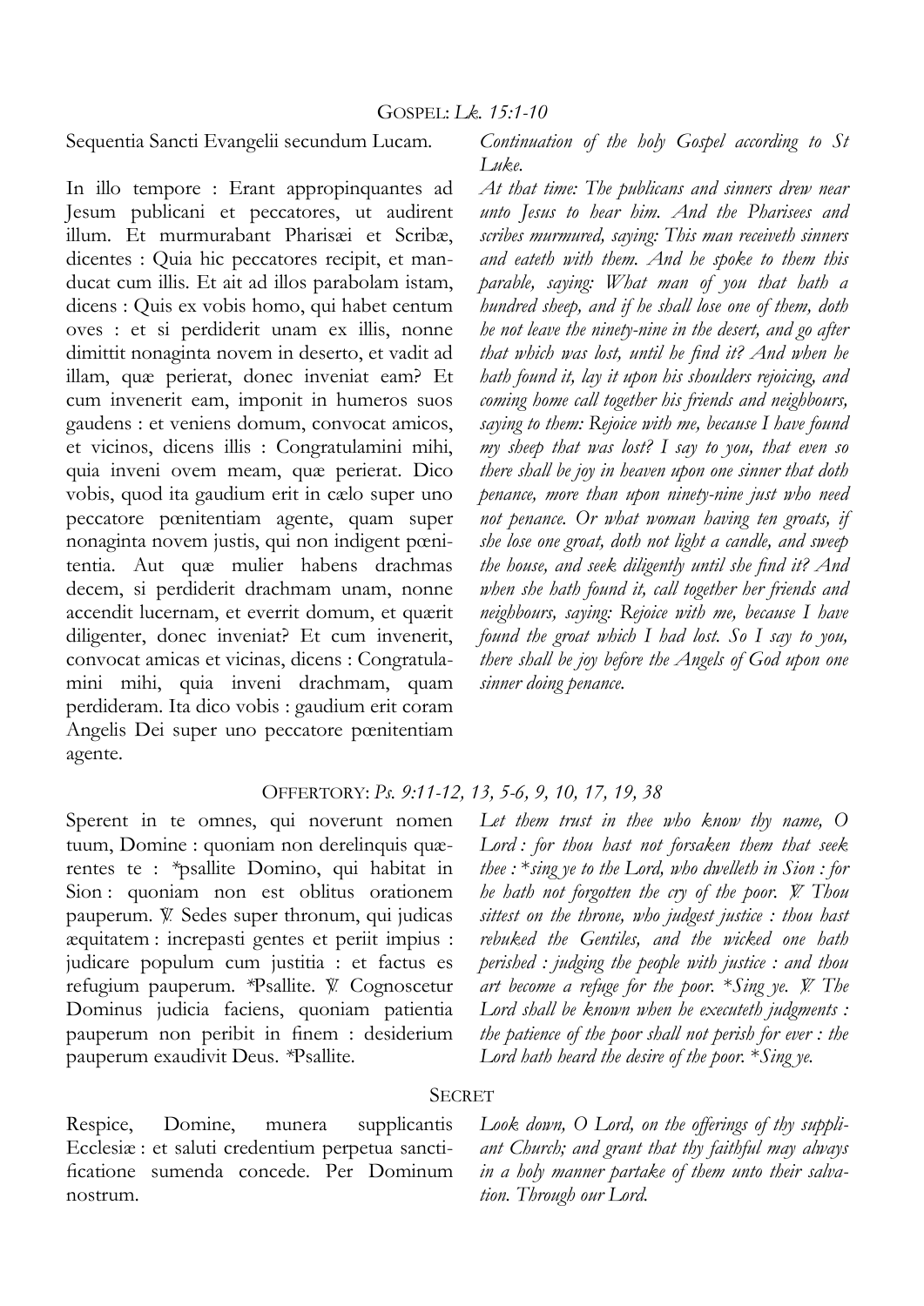## GOSPEL: *Lk. 15:1-10*

Sequentia Sancti Evangelii secundum Lucam.

*Continuation of the holy Gospel according to St Luke.*

In illo tempore : Erant appropinquantes ad Jesum publicani et peccatores, ut audirent illum. Et murmurabant Pharisæi et Scribæ, dicentes : Quia hic peccatores recipit, et manducat cum illis. Et ait ad illos parabolam istam, dicens : Quis ex vobis homo, qui habet centum oves : et si perdiderit unam ex illis, nonne dimittit nonaginta novem in deserto, et vadit ad illam, quæ perierat, donec inveniat eam? Et cum invenerit eam, imponit in humeros suos gaudens : et veniens domum, convocat amicos, et vicinos, dicens illis : Congratulamini mihi, quia inveni ovem meam, quæ perierat. Dico vobis, quod ita gaudium erit in cælo super uno peccatore pœnitentiam agente, quam super nonaginta novem justis, qui non indigent pœnitentia. Aut quæ mulier habens drachmas decem, si perdiderit drachmam unam, nonne accendit lucernam, et everrit domum, et quærit diligenter, donec inveniat? Et cum invenerit, convocat amicas et vicinas, dicens : Congratulamini mihi, quia inveni drachmam, quam perdideram. Ita dico vobis : gaudium erit coram Angelis Dei super uno peccatore pœnitentiam agente.

*At that time: The publicans and sinners drew near unto Jesus to hear him. And the Pharisees and scribes murmured, saying: This man receiveth sinners and eateth with them. And he spoke to them this parable, saying: What man of you that hath a hundred sheep, and if he shall lose one of them, doth he not leave the ninety-nine in the desert, and go after that which was lost, until he find it? And when he hath found it, lay it upon his shoulders rejoicing, and coming home call together his friends and neighbours, saying to them: Rejoice with me, because I have found my sheep that was lost? I say to you, that even so there shall be joy in heaven upon one sinner that doth penance, more than upon ninety-nine just who need not penance. Or what woman having ten groats, if she lose one groat, doth not light a candle, and sweep the house, and seek diligently until she find it? And when she hath found it, call together her friends and neighbours, saying: Rejoice with me, because I have found the groat which I had lost. So I say to you, there shall be joy before the Angels of God upon one sinner doing penance.*

## OFFERTORY: *Ps. 9:11-12, 13, 5-6, 9, 10, 17, 19, 38*

Sperent in te omnes, qui noverunt nomen tuum, Domine : quoniam non derelinquis quærentes te : *psallite Domino, qui habitat in Sion : quoniam non est oblitus orationem pauperum. ℣. Sedes super thronum, qui judicas æquitatem : increpasti gentes et periit impius : judicare populum cum justitia : et factus es refugium pauperum. *Psallite. ℣. Cognoscetur Dominus judicia faciens, quoniam patientia pauperum non peribit in finem : desiderium pauperum exaudivit Deus. *Psallite.

*Let them trust in thee who know thy name, O Lord : for thou hast not forsaken them that seek thee : *sing ye to the Lord, who dwelleth in Sion : for he hath not forgotten the cry of the poor. ℣. Thou sittest on the throne, who judgest justice : thou hast rebuked the Gentiles, and the wicked one hath perished : judging the people with justice : and thou art become a refuge for the poor. *Sing ye. ℣. The Lord shall be known when he executeth judgments : the patience of the poor shall not perish for ever : the Lord hath heard the desire of the poor. *Sing ye.*

## SECRET

Respice, Domine, munera supplicantis Ecclesiæ : et saluti credentium perpetua sanctificatione sumenda concede. Per Dominum nostrum.

*Look down, O Lord, on the offerings of thy suppliant Church; and grant that thy faithful may always in a holy manner partake of them unto their salvation. Through our Lord.*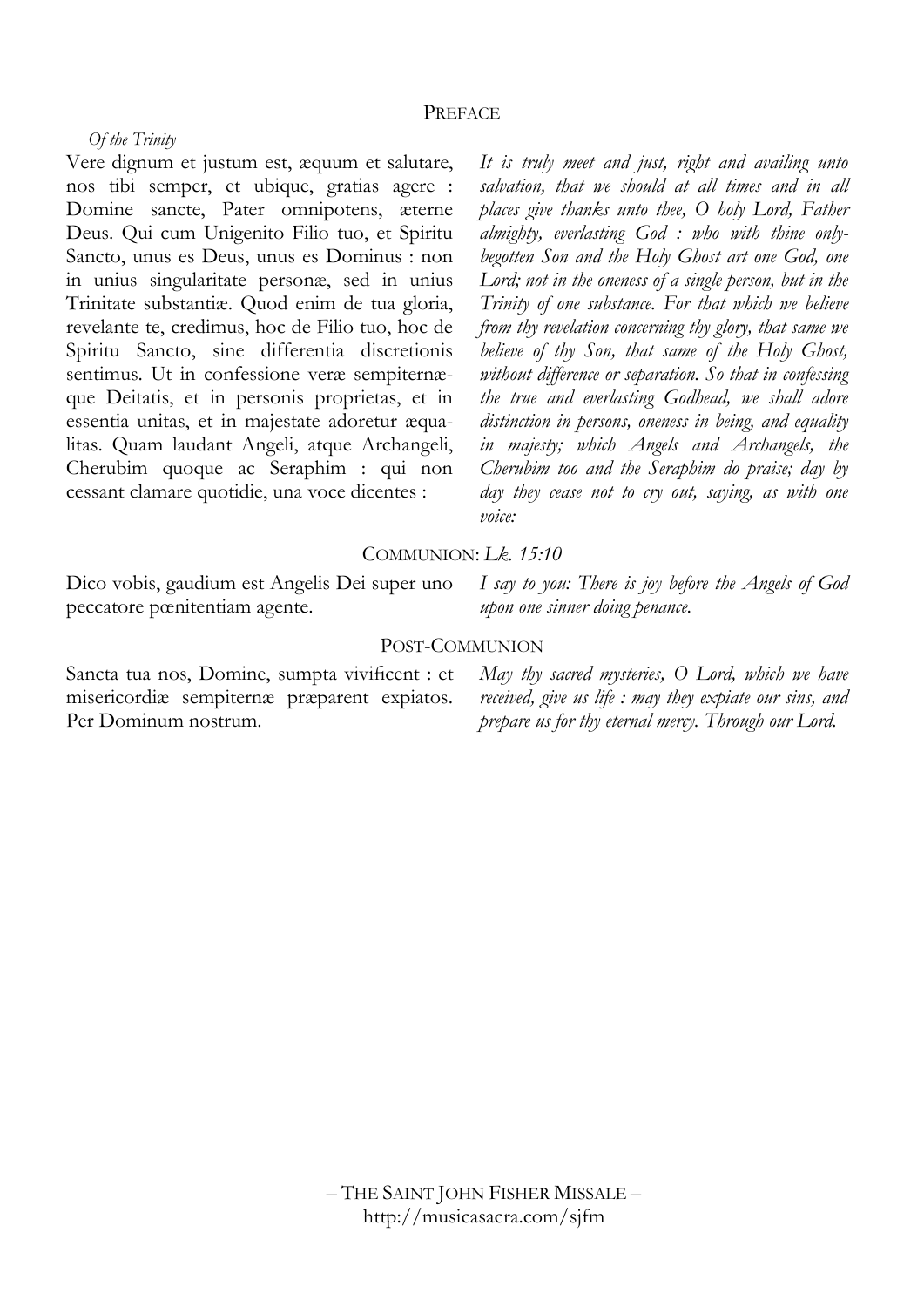## Preface

*Of the Trinity*

Vere dignum et justum est, æquum et salutare, nos tibi semper, et ubique, gratias agere : Domine sancte, Pater omnipotens, æterne Deus. Qui cum Unigenito Filio tuo, et Spiritu Sancto, unus es Deus, unus es Dominus : non in unius singularitate personæ, sed in unius Trinitate substantiæ. Quod enim de tua gloria, revelante te, credimus, hoc de Filio tuo, hoc de Spiritu Sancto, sine differentia discretionis sentimus. Ut in confessione veræ sempiternæque Deitatis, et in personis proprietas, et in essentia unitas, et in majestate adoretur æqualitas. Quam laudant Angeli, atque Archangeli, Cherubim quoque ac Seraphim : qui non cessant clamare quotidie, una voce dicentes :

*It is truly meet and just, right and availing unto salvation, that we should at all times and in all places give thanks unto thee, O holy Lord, Father almighty, everlasting God : who with thine only-begotten Son and the Holy Ghost art one God, one Lord; not in the oneness of a single person, but in the Trinity of one substance. For that which we believe from thy revelation concerning thy glory, that same we believe of thy Son, that same of the Holy Ghost, without difference or separation. So that in confessing the true and everlasting Godhead, we shall adore distinction in persons, oneness in being, and equality in majesty; which Angels and Archangels, the Cherubim too and the Seraphim do praise; day by day they cease not to cry out, saying, as with one voice:*

## Communion: *Lk. 15:10*

Dico vobis, gaudium est Angelis Dei super uno peccatore pœnitentiam agente.

*I say to you: There is joy before the Angels of God upon one sinner doing penance.*

## Post-Communion

Sancta tua nos, Domine, sumpta vivificent : et misericordiæ sempiternæ præparent expiatos. Per Dominum nostrum.

*May thy sacred mysteries, O Lord, which we have received, give us life : may they expiate our sins, and prepare us for thy eternal mercy. Through our Lord.*